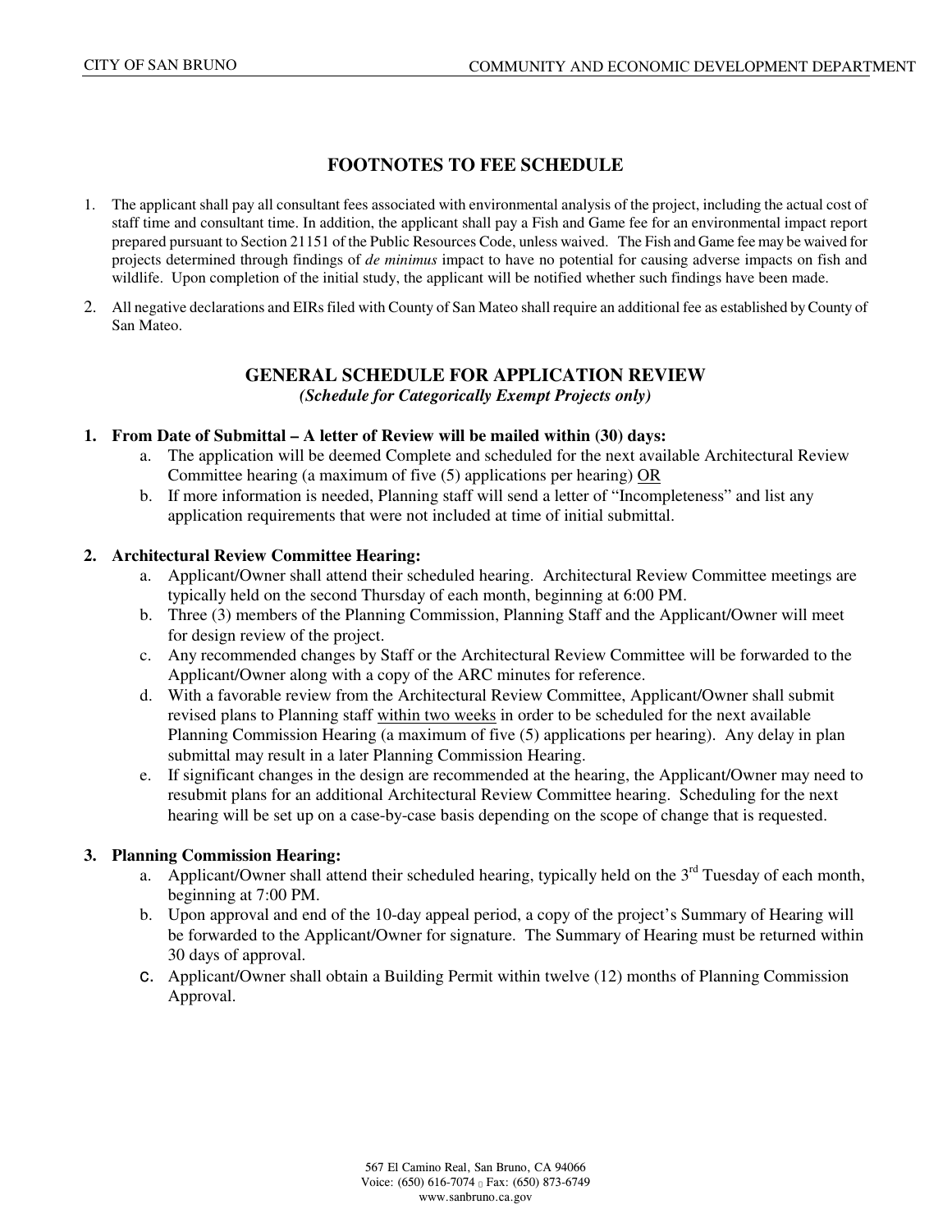## FOOTNOTES TO FEE SCHEDULE

1. The applicant shall pay all consultant fees associated with environmental analysis of the project, including the actual cost of staff time and consultant time. In addition, the applicant shall pay a Fish and Game fee for an environmental impact report prepared pursuant to Section 21151 of the Public Resources Code, unless waived. The Fish and Game fee may be waived for projects determined through findings of *de minimus* impact to have no potential for causing adverse impacts on fish and wildlife. Upon completion of the initial study, the applicant will be notified whether such findings have been made.
2. All negative declarations and EIRs filed with County of San Mateo shall require an additional fee as established by County of San Mateo.

## GENERAL SCHEDULE FOR APPLICATION REVIEW

*(Schedule for Categorically Exempt Projects only)*

**1. From Date of Submittal – A letter of Review will be mailed within (30) days:**

   a. The application will be deemed Complete and scheduled for the next available Architectural Review Committee hearing (a maximum of five (5) applications per hearing) <u>OR</u>

   b. If more information is needed, Planning staff will send a letter of "Incompleteness" and list any application requirements that were not included at time of initial submittal.

**2. Architectural Review Committee Hearing:**

   a. Applicant/Owner shall attend their scheduled hearing. Architectural Review Committee meetings are typically held on the second Thursday of each month, beginning at 6:00 PM.

   b. Three (3) members of the Planning Commission, Planning Staff and the Applicant/Owner will meet for design review of the project.

   c. Any recommended changes by Staff or the Architectural Review Committee will be forwarded to the Applicant/Owner along with a copy of the ARC minutes for reference.

   d. With a favorable review from the Architectural Review Committee, Applicant/Owner shall submit revised plans to Planning staff <u>within two weeks</u> in order to be scheduled for the next available Planning Commission Hearing (a maximum of five (5) applications per hearing). Any delay in plan submittal may result in a later Planning Commission Hearing.

   e. If significant changes in the design are recommended at the hearing, the Applicant/Owner may need to resubmit plans for an additional Architectural Review Committee hearing. Scheduling for the next hearing will be set up on a case-by-case basis depending on the scope of change that is requested.

**3. Planning Commission Hearing:**

   a. Applicant/Owner shall attend their scheduled hearing, typically held on the 3rd Tuesday of each month, beginning at 7:00 PM.

   b. Upon approval and end of the 10-day appeal period, a copy of the project's Summary of Hearing will be forwarded to the Applicant/Owner for signature. The Summary of Hearing must be returned within 30 days of approval.

   c. Applicant/Owner shall obtain a Building Permit within twelve (12) months of Planning Commission Approval.

567 El Camino Real, San Bruno, CA 94066
Voice: (650) 616-7074 Fax: (650) 873-6749
www.sanbruno.ca.gov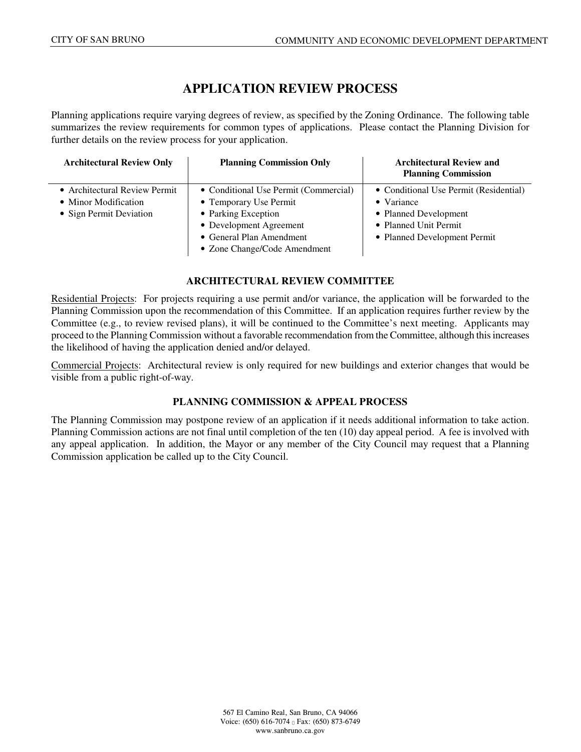# APPLICATION REVIEW PROCESS

Planning applications require varying degrees of review, as specified by the Zoning Ordinance. The following table summarizes the review requirements for common types of applications. Please contact the Planning Division for further details on the review process for your application.

| Architectural Review Only | Planning Commission Only | Architectural Review and Planning Commission |
|---|---|---|
| • Architectural Review Permit<br>• Minor Modification<br>• Sign Permit Deviation | • Conditional Use Permit (Commercial)<br>• Temporary Use Permit<br>• Parking Exception<br>• Development Agreement<br>• General Plan Amendment<br>• Zone Change/Code Amendment | • Conditional Use Permit (Residential)<br>• Variance<br>• Planned Development<br>• Planned Unit Permit<br>• Planned Development Permit |

## ARCHITECTURAL REVIEW COMMITTEE

Residential Projects: For projects requiring a use permit and/or variance, the application will be forwarded to the Planning Commission upon the recommendation of this Committee. If an application requires further review by the Committee (e.g., to review revised plans), it will be continued to the Committee's next meeting. Applicants may proceed to the Planning Commission without a favorable recommendation from the Committee, although this increases the likelihood of having the application denied and/or delayed.

Commercial Projects: Architectural review is only required for new buildings and exterior changes that would be visible from a public right-of-way.

## PLANNING COMMISSION & APPEAL PROCESS

The Planning Commission may postpone review of an application if it needs additional information to take action. Planning Commission actions are not final until completion of the ten (10) day appeal period. A fee is involved with any appeal application. In addition, the Mayor or any member of the City Council may request that a Planning Commission application be called up to the City Council.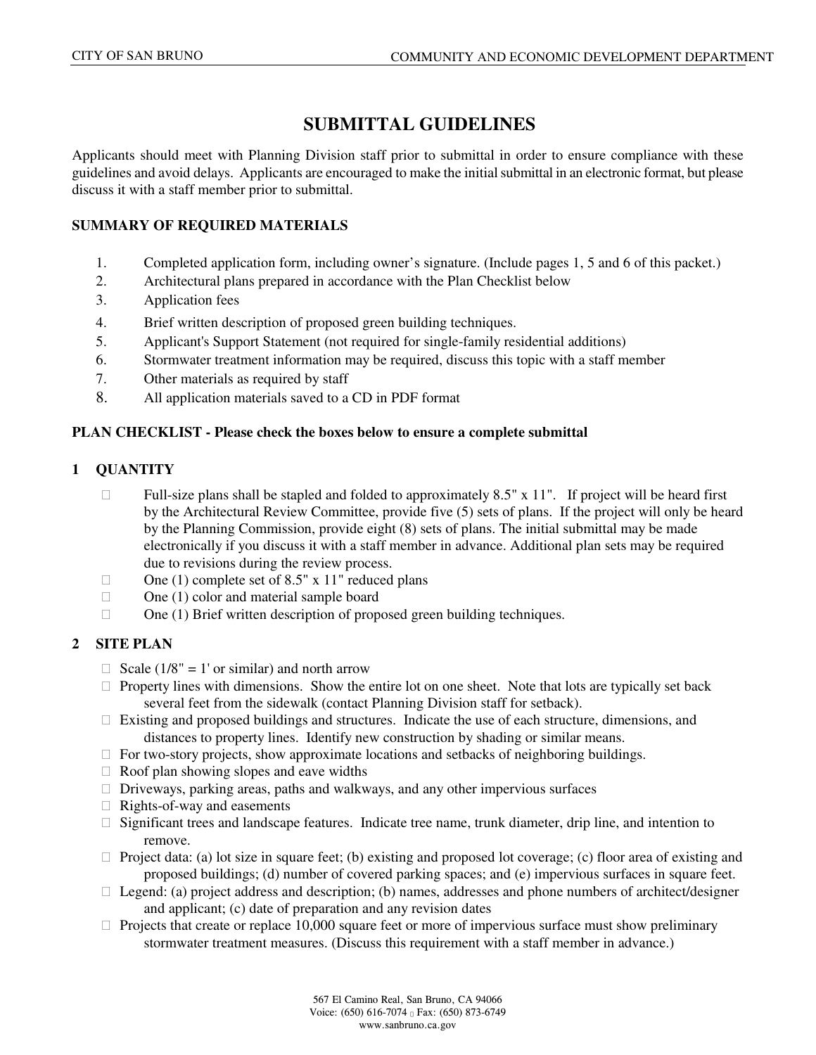# SUBMITTAL GUIDELINES

Applicants should meet with Planning Division staff prior to submittal in order to ensure compliance with these guidelines and avoid delays. Applicants are encouraged to make the initial submittal in an electronic format, but please discuss it with a staff member prior to submittal.

## SUMMARY OF REQUIRED MATERIALS

1. Completed application form, including owner's signature. (Include pages 1, 5 and 6 of this packet.)
2. Architectural plans prepared in accordance with the Plan Checklist below
3. Application fees
4. Brief written description of proposed green building techniques.
5. Applicant's Support Statement (not required for single-family residential additions)
6. Stormwater treatment information may be required, discuss this topic with a staff member
7. Other materials as required by staff
8. All application materials saved to a CD in PDF format

## PLAN CHECKLIST - Please check the boxes below to ensure a complete submittal

### 1 QUANTITY

- ☐ Full-size plans shall be stapled and folded to approximately 8.5" x 11". If project will be heard first by the Architectural Review Committee, provide five (5) sets of plans. If the project will only be heard by the Planning Commission, provide eight (8) sets of plans. The initial submittal may be made electronically if you discuss it with a staff member in advance. Additional plan sets may be required due to revisions during the review process.
- ☐ One (1) complete set of 8.5" x 11" reduced plans
- ☐ One (1) color and material sample board
- ☐ One (1) Brief written description of proposed green building techniques.

### 2 SITE PLAN

- ☐ Scale (1/8" = 1' or similar) and north arrow
- ☐ Property lines with dimensions. Show the entire lot on one sheet. Note that lots are typically set back several feet from the sidewalk (contact Planning Division staff for setback).
- ☐ Existing and proposed buildings and structures. Indicate the use of each structure, dimensions, and distances to property lines. Identify new construction by shading or similar means.
- ☐ For two-story projects, show approximate locations and setbacks of neighboring buildings.
- ☐ Roof plan showing slopes and eave widths
- ☐ Driveways, parking areas, paths and walkways, and any other impervious surfaces
- ☐ Rights-of-way and easements
- ☐ Significant trees and landscape features. Indicate tree name, trunk diameter, drip line, and intention to remove.
- ☐ Project data: (a) lot size in square feet; (b) existing and proposed lot coverage; (c) floor area of existing and proposed buildings; (d) number of covered parking spaces; and (e) impervious surfaces in square feet.
- ☐ Legend: (a) project address and description; (b) names, addresses and phone numbers of architect/designer and applicant; (c) date of preparation and any revision dates
- ☐ Projects that create or replace 10,000 square feet or more of impervious surface must show preliminary stormwater treatment measures. (Discuss this requirement with a staff member in advance.)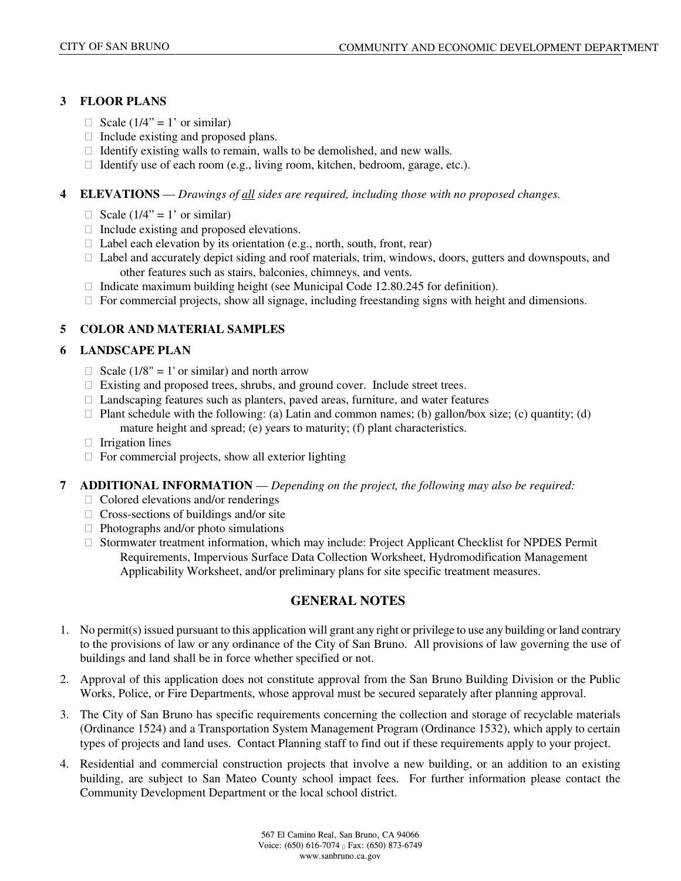## 3 FLOOR PLANS

- ☐ Scale (1/4" = 1' or similar)
- ☐ Include existing and proposed plans.
- ☐ Identify existing walls to remain, walls to be demolished, and new walls.
- ☐ Identify use of each room (e.g., living room, kitchen, bedroom, garage, etc.).

## 4 ELEVATIONS — *Drawings of all sides are required, including those with no proposed changes.*

- ☐ Scale (1/4" = 1' or similar)
- ☐ Include existing and proposed elevations.
- ☐ Label each elevation by its orientation (e.g., north, south, front, rear)
- ☐ Label and accurately depict siding and roof materials, trim, windows, doors, gutters and downspouts, and other features such as stairs, balconies, chimneys, and vents.
- ☐ Indicate maximum building height (see Municipal Code 12.80.245 for definition).
- ☐ For commercial projects, show all signage, including freestanding signs with height and dimensions.

## 5 COLOR AND MATERIAL SAMPLES

## 6 LANDSCAPE PLAN

- ☐ Scale (1/8" = 1' or similar) and north arrow
- ☐ Existing and proposed trees, shrubs, and ground cover. Include street trees.
- ☐ Landscaping features such as planters, paved areas, furniture, and water features
- ☐ Plant schedule with the following: (a) Latin and common names; (b) gallon/box size; (c) quantity; (d) mature height and spread; (e) years to maturity; (f) plant characteristics.
- ☐ Irrigation lines
- ☐ For commercial projects, show all exterior lighting

## 7 ADDITIONAL INFORMATION — *Depending on the project, the following may also be required:*

- ☐ Colored elevations and/or renderings
- ☐ Cross-sections of buildings and/or site
- ☐ Photographs and/or photo simulations
- ☐ Stormwater treatment information, which may include: Project Applicant Checklist for NPDES Permit Requirements, Impervious Surface Data Collection Worksheet, Hydromodification Management Applicability Worksheet, and/or preliminary plans for site specific treatment measures.

## GENERAL NOTES

1. No permit(s) issued pursuant to this application will grant any right or privilege to use any building or land contrary to the provisions of law or any ordinance of the City of San Bruno. All provisions of law governing the use of buildings and land shall be in force whether specified or not.
2. Approval of this application does not constitute approval from the San Bruno Building Division or the Public Works, Police, or Fire Departments, whose approval must be secured separately after planning approval.
3. The City of San Bruno has specific requirements concerning the collection and storage of recyclable materials (Ordinance 1524) and a Transportation System Management Program (Ordinance 1532), which apply to certain types of projects and land uses. Contact Planning staff to find out if these requirements apply to your project.
4. Residential and commercial construction projects that involve a new building, or an addition to an existing building, are subject to San Mateo County school impact fees. For further information please contact the Community Development Department or the local school district.